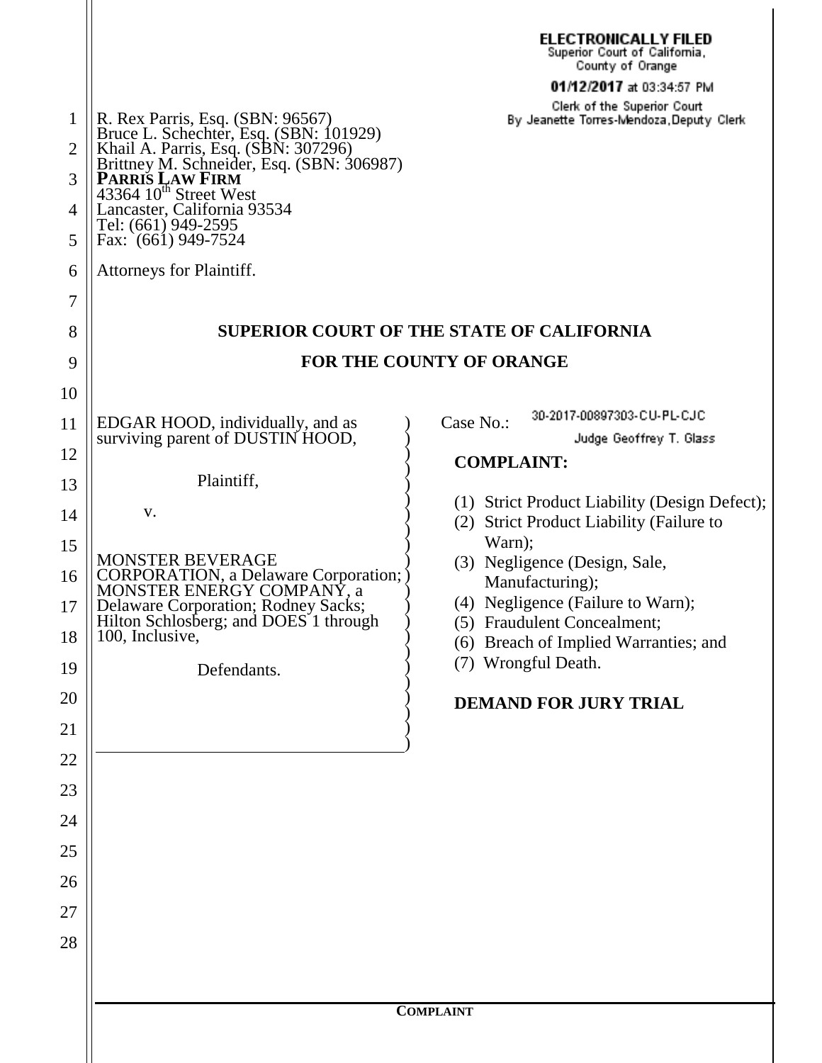ELECTRONICALLY FILED
Superior Court of California,
County of Orange

**01/12/2017** at 03:34:57 PM

Clerk of the Superior Court
By Jeanette Torres-Mendoza, Deputy Clerk

R. Rex Parris, Esq. (SBN: 96567)
Bruce L. Schechter, Esq. (SBN: 101929)
Khail A. Parris, Esq. (SBN: 307296)
Brittney M. Schneider, Esq. (SBN: 306987)
**PARRIS LAW FIRM**
43364 10th Street West
Lancaster, California 93534
Tel: (661) 949-2595
Fax: (661) 949-7524

Attorneys for Plaintiff.

**SUPERIOR COURT OF THE STATE OF CALIFORNIA**

**FOR THE COUNTY OF ORANGE**

EDGAR HOOD, individually, and as surviving parent of DUSTIN HOOD,

Plaintiff,

v.

MONSTER BEVERAGE CORPORATION, a Delaware Corporation; MONSTER ENERGY COMPANY, a Delaware Corporation; Rodney Sacks; Hilton Schlosberg; and DOES 1 through 100, Inclusive,

Defendants.

Case No.: 30-2017-00897303-CU-PL-CJC

Judge Geoffrey T. Glass

**COMPLAINT:**

(1) Strict Product Liability (Design Defect);
(2) Strict Product Liability (Failure to Warn);
(3) Negligence (Design, Sale, Manufacturing);
(4) Negligence (Failure to Warn);
(5) Fraudulent Concealment;
(6) Breach of Implied Warranties; and
(7) Wrongful Death.

**DEMAND FOR JURY TRIAL**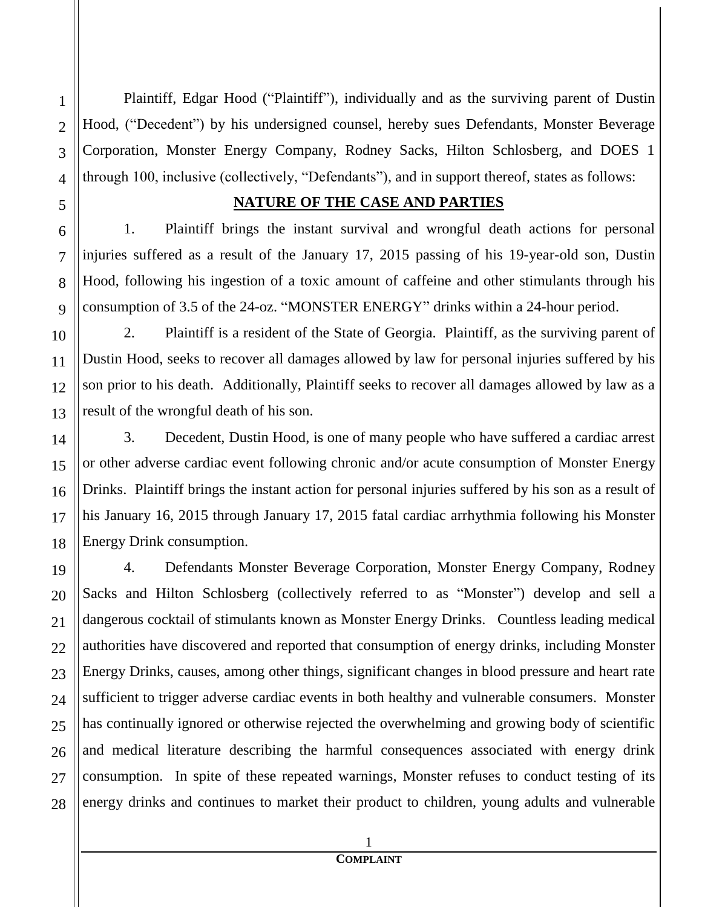Plaintiff, Edgar Hood ("Plaintiff"), individually and as the surviving parent of Dustin Hood, ("Decedent") by his undersigned counsel, hereby sues Defendants, Monster Beverage Corporation, Monster Energy Company, Rodney Sacks, Hilton Schlosberg, and DOES 1 through 100, inclusive (collectively, "Defendants"), and in support thereof, states as follows:

## NATURE OF THE CASE AND PARTIES

1. Plaintiff brings the instant survival and wrongful death actions for personal injuries suffered as a result of the January 17, 2015 passing of his 19-year-old son, Dustin Hood, following his ingestion of a toxic amount of caffeine and other stimulants through his consumption of 3.5 of the 24-oz. "MONSTER ENERGY" drinks within a 24-hour period.

2. Plaintiff is a resident of the State of Georgia. Plaintiff, as the surviving parent of Dustin Hood, seeks to recover all damages allowed by law for personal injuries suffered by his son prior to his death. Additionally, Plaintiff seeks to recover all damages allowed by law as a result of the wrongful death of his son.

3. Decedent, Dustin Hood, is one of many people who have suffered a cardiac arrest or other adverse cardiac event following chronic and/or acute consumption of Monster Energy Drinks. Plaintiff brings the instant action for personal injuries suffered by his son as a result of his January 16, 2015 through January 17, 2015 fatal cardiac arrhythmia following his Monster Energy Drink consumption.

4. Defendants Monster Beverage Corporation, Monster Energy Company, Rodney Sacks and Hilton Schlosberg (collectively referred to as "Monster") develop and sell a dangerous cocktail of stimulants known as Monster Energy Drinks. Countless leading medical authorities have discovered and reported that consumption of energy drinks, including Monster Energy Drinks, causes, among other things, significant changes in blood pressure and heart rate sufficient to trigger adverse cardiac events in both healthy and vulnerable consumers. Monster has continually ignored or otherwise rejected the overwhelming and growing body of scientific and medical literature describing the harmful consequences associated with energy drink consumption. In spite of these repeated warnings, Monster refuses to conduct testing of its energy drinks and continues to market their product to children, young adults and vulnerable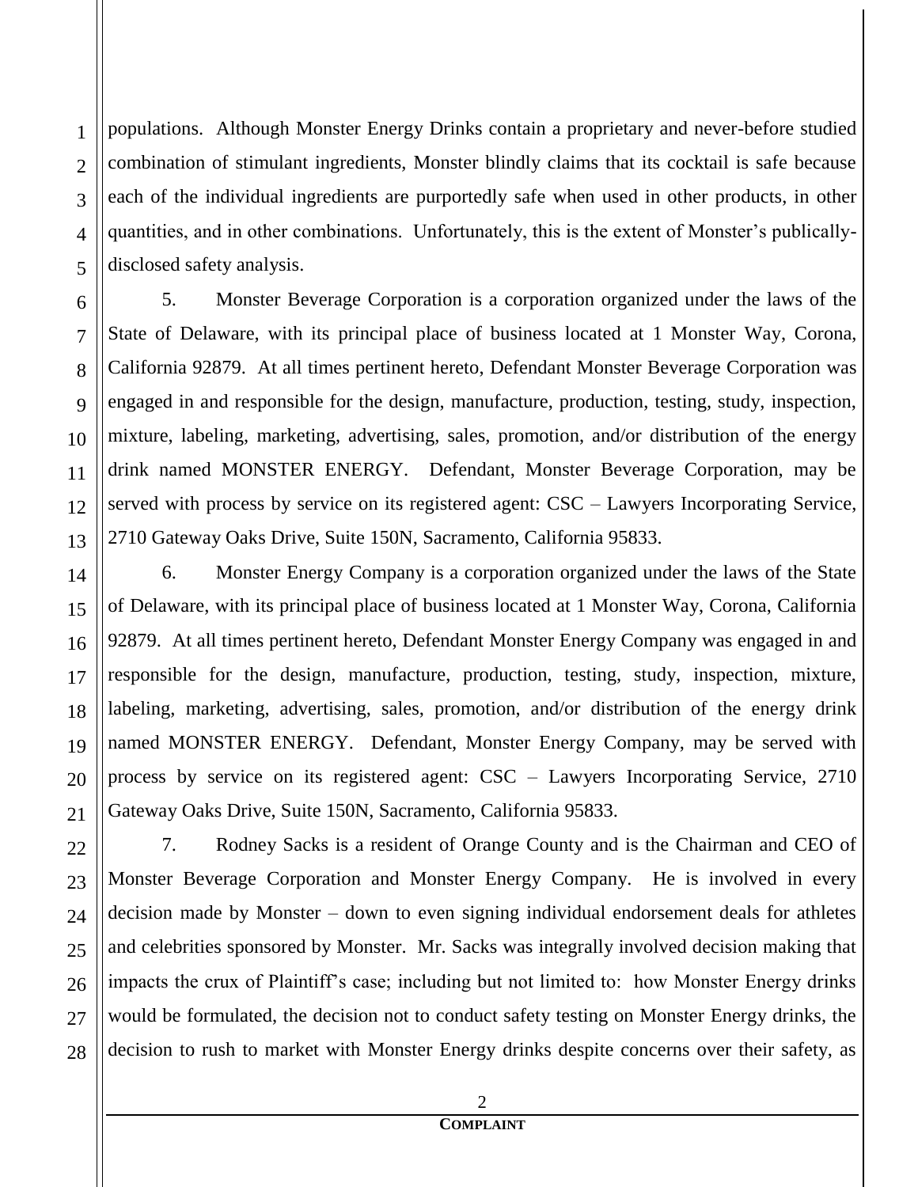populations. Although Monster Energy Drinks contain a proprietary and never-before studied combination of stimulant ingredients, Monster blindly claims that its cocktail is safe because each of the individual ingredients are purportedly safe when used in other products, in other quantities, and in other combinations. Unfortunately, this is the extent of Monster's publically-disclosed safety analysis.

5. Monster Beverage Corporation is a corporation organized under the laws of the State of Delaware, with its principal place of business located at 1 Monster Way, Corona, California 92879. At all times pertinent hereto, Defendant Monster Beverage Corporation was engaged in and responsible for the design, manufacture, production, testing, study, inspection, mixture, labeling, marketing, advertising, sales, promotion, and/or distribution of the energy drink named MONSTER ENERGY. Defendant, Monster Beverage Corporation, may be served with process by service on its registered agent: CSC – Lawyers Incorporating Service, 2710 Gateway Oaks Drive, Suite 150N, Sacramento, California 95833.

6. Monster Energy Company is a corporation organized under the laws of the State of Delaware, with its principal place of business located at 1 Monster Way, Corona, California 92879. At all times pertinent hereto, Defendant Monster Energy Company was engaged in and responsible for the design, manufacture, production, testing, study, inspection, mixture, labeling, marketing, advertising, sales, promotion, and/or distribution of the energy drink named MONSTER ENERGY. Defendant, Monster Energy Company, may be served with process by service on its registered agent: CSC – Lawyers Incorporating Service, 2710 Gateway Oaks Drive, Suite 150N, Sacramento, California 95833.

7. Rodney Sacks is a resident of Orange County and is the Chairman and CEO of Monster Beverage Corporation and Monster Energy Company. He is involved in every decision made by Monster – down to even signing individual endorsement deals for athletes and celebrities sponsored by Monster. Mr. Sacks was integrally involved decision making that impacts the crux of Plaintiff's case; including but not limited to: how Monster Energy drinks would be formulated, the decision not to conduct safety testing on Monster Energy drinks, the decision to rush to market with Monster Energy drinks despite concerns over their safety, as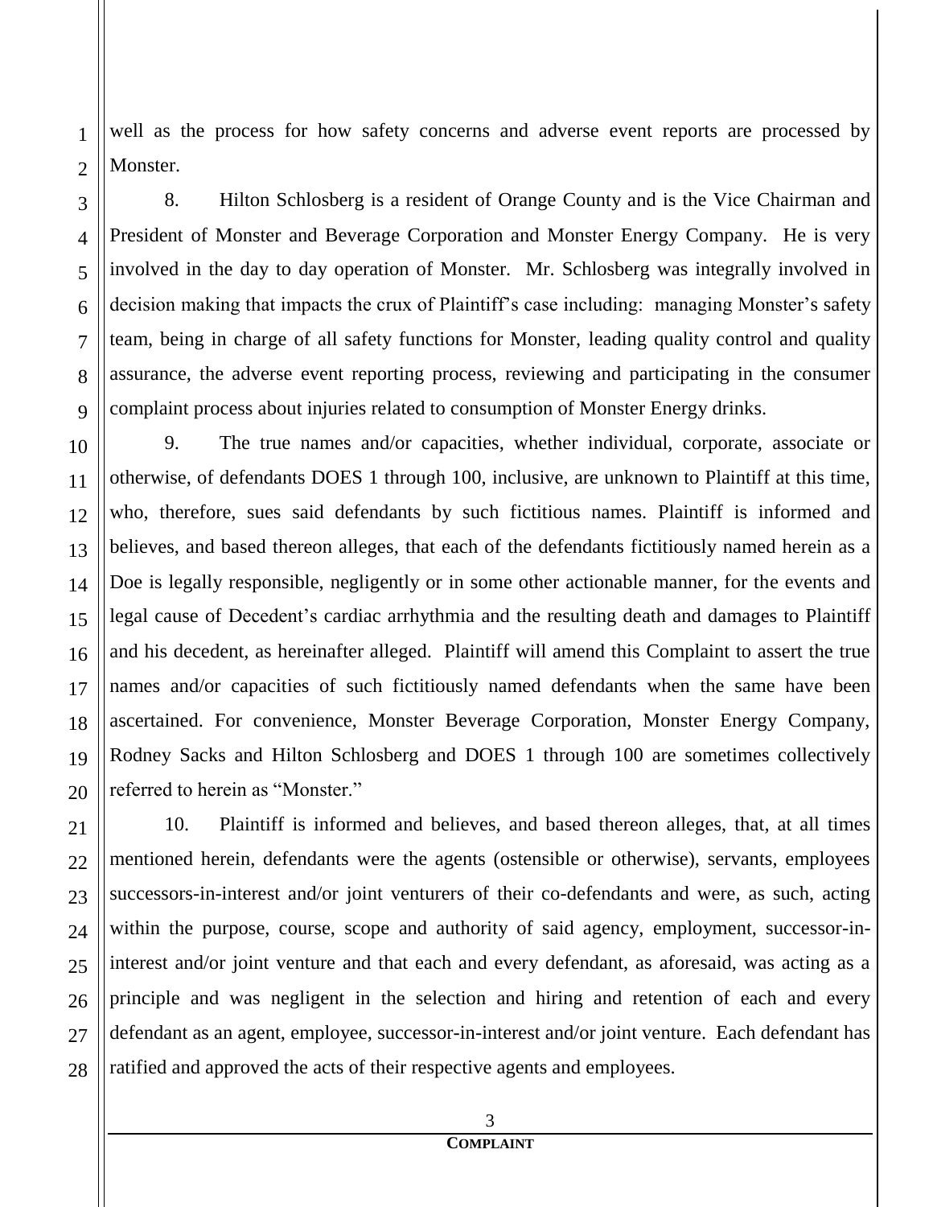well as the process for how safety concerns and adverse event reports are processed by Monster.

8. Hilton Schlosberg is a resident of Orange County and is the Vice Chairman and President of Monster and Beverage Corporation and Monster Energy Company. He is very involved in the day to day operation of Monster. Mr. Schlosberg was integrally involved in decision making that impacts the crux of Plaintiff's case including: managing Monster's safety team, being in charge of all safety functions for Monster, leading quality control and quality assurance, the adverse event reporting process, reviewing and participating in the consumer complaint process about injuries related to consumption of Monster Energy drinks.

9. The true names and/or capacities, whether individual, corporate, associate or otherwise, of defendants DOES 1 through 100, inclusive, are unknown to Plaintiff at this time, who, therefore, sues said defendants by such fictitious names. Plaintiff is informed and believes, and based thereon alleges, that each of the defendants fictitiously named herein as a Doe is legally responsible, negligently or in some other actionable manner, for the events and legal cause of Decedent's cardiac arrhythmia and the resulting death and damages to Plaintiff and his decedent, as hereinafter alleged. Plaintiff will amend this Complaint to assert the true names and/or capacities of such fictitiously named defendants when the same have been ascertained. For convenience, Monster Beverage Corporation, Monster Energy Company, Rodney Sacks and Hilton Schlosberg and DOES 1 through 100 are sometimes collectively referred to herein as "Monster."

10. Plaintiff is informed and believes, and based thereon alleges, that, at all times mentioned herein, defendants were the agents (ostensible or otherwise), servants, employees successors-in-interest and/or joint venturers of their co-defendants and were, as such, acting within the purpose, course, scope and authority of said agency, employment, successor-in-interest and/or joint venture and that each and every defendant, as aforesaid, was acting as a principle and was negligent in the selection and hiring and retention of each and every defendant as an agent, employee, successor-in-interest and/or joint venture. Each defendant has ratified and approved the acts of their respective agents and employees.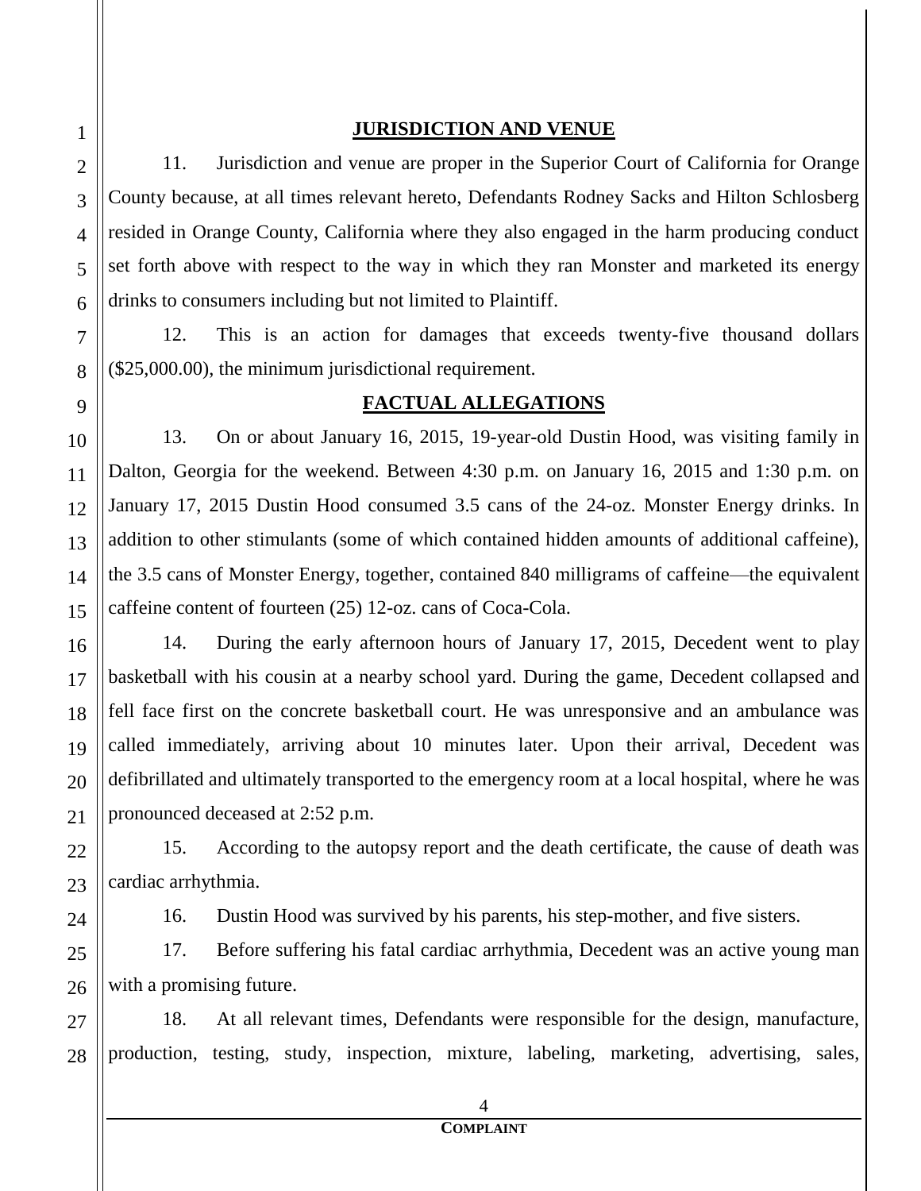## JURISDICTION AND VENUE

11. Jurisdiction and venue are proper in the Superior Court of California for Orange County because, at all times relevant hereto, Defendants Rodney Sacks and Hilton Schlosberg resided in Orange County, California where they also engaged in the harm producing conduct set forth above with respect to the way in which they ran Monster and marketed its energy drinks to consumers including but not limited to Plaintiff.

12. This is an action for damages that exceeds twenty-five thousand dollars ($25,000.00), the minimum jurisdictional requirement.

## FACTUAL ALLEGATIONS

13. On or about January 16, 2015, 19-year-old Dustin Hood, was visiting family in Dalton, Georgia for the weekend. Between 4:30 p.m. on January 16, 2015 and 1:30 p.m. on January 17, 2015 Dustin Hood consumed 3.5 cans of the 24-oz. Monster Energy drinks. In addition to other stimulants (some of which contained hidden amounts of additional caffeine), the 3.5 cans of Monster Energy, together, contained 840 milligrams of caffeine—the equivalent caffeine content of fourteen (25) 12-oz. cans of Coca-Cola.

14. During the early afternoon hours of January 17, 2015, Decedent went to play basketball with his cousin at a nearby school yard. During the game, Decedent collapsed and fell face first on the concrete basketball court. He was unresponsive and an ambulance was called immediately, arriving about 10 minutes later. Upon their arrival, Decedent was defibrillated and ultimately transported to the emergency room at a local hospital, where he was pronounced deceased at 2:52 p.m.

15. According to the autopsy report and the death certificate, the cause of death was cardiac arrhythmia.

16. Dustin Hood was survived by his parents, his step-mother, and five sisters.

17. Before suffering his fatal cardiac arrhythmia, Decedent was an active young man with a promising future.

18. At all relevant times, Defendants were responsible for the design, manufacture, production, testing, study, inspection, mixture, labeling, marketing, advertising, sales,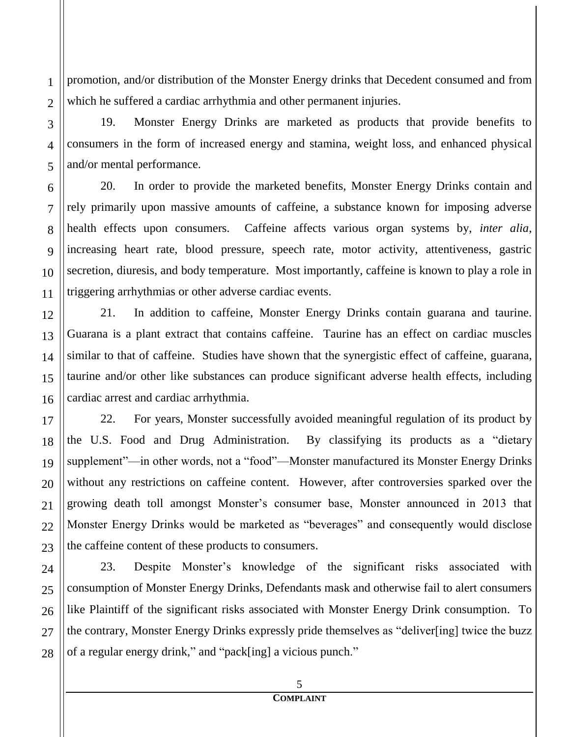promotion, and/or distribution of the Monster Energy drinks that Decedent consumed and from which he suffered a cardiac arrhythmia and other permanent injuries.

19. Monster Energy Drinks are marketed as products that provide benefits to consumers in the form of increased energy and stamina, weight loss, and enhanced physical and/or mental performance.

20. In order to provide the marketed benefits, Monster Energy Drinks contain and rely primarily upon massive amounts of caffeine, a substance known for imposing adverse health effects upon consumers. Caffeine affects various organ systems by, *inter alia*, increasing heart rate, blood pressure, speech rate, motor activity, attentiveness, gastric secretion, diuresis, and body temperature. Most importantly, caffeine is known to play a role in triggering arrhythmias or other adverse cardiac events.

21. In addition to caffeine, Monster Energy Drinks contain guarana and taurine. Guarana is a plant extract that contains caffeine. Taurine has an effect on cardiac muscles similar to that of caffeine. Studies have shown that the synergistic effect of caffeine, guarana, taurine and/or other like substances can produce significant adverse health effects, including cardiac arrest and cardiac arrhythmia.

22. For years, Monster successfully avoided meaningful regulation of its product by the U.S. Food and Drug Administration. By classifying its products as a "dietary supplement"—in other words, not a "food"—Monster manufactured its Monster Energy Drinks without any restrictions on caffeine content. However, after controversies sparked over the growing death toll amongst Monster's consumer base, Monster announced in 2013 that Monster Energy Drinks would be marketed as "beverages" and consequently would disclose the caffeine content of these products to consumers.

23. Despite Monster's knowledge of the significant risks associated with consumption of Monster Energy Drinks, Defendants mask and otherwise fail to alert consumers like Plaintiff of the significant risks associated with Monster Energy Drink consumption. To the contrary, Monster Energy Drinks expressly pride themselves as "deliver[ing] twice the buzz of a regular energy drink," and "pack[ing] a vicious punch."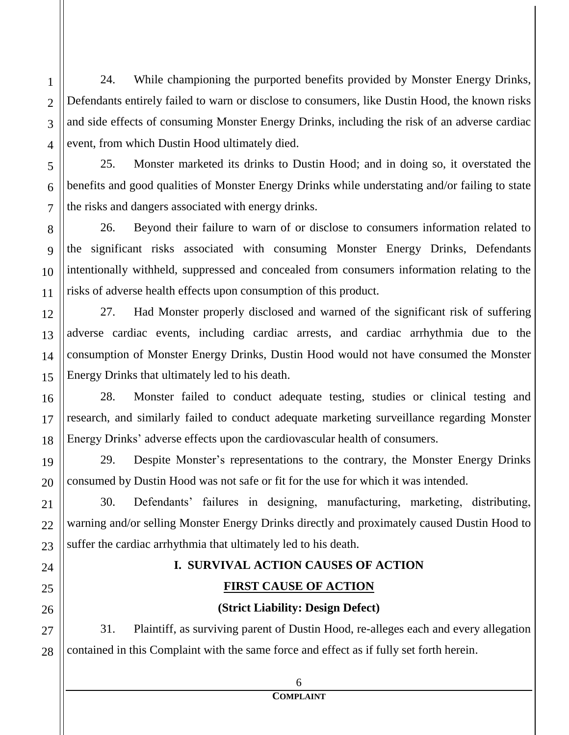24. While championing the purported benefits provided by Monster Energy Drinks, Defendants entirely failed to warn or disclose to consumers, like Dustin Hood, the known risks and side effects of consuming Monster Energy Drinks, including the risk of an adverse cardiac event, from which Dustin Hood ultimately died.

25. Monster marketed its drinks to Dustin Hood; and in doing so, it overstated the benefits and good qualities of Monster Energy Drinks while understating and/or failing to state the risks and dangers associated with energy drinks.

26. Beyond their failure to warn of or disclose to consumers information related to the significant risks associated with consuming Monster Energy Drinks, Defendants intentionally withheld, suppressed and concealed from consumers information relating to the risks of adverse health effects upon consumption of this product.

27. Had Monster properly disclosed and warned of the significant risk of suffering adverse cardiac events, including cardiac arrests, and cardiac arrhythmia due to the consumption of Monster Energy Drinks, Dustin Hood would not have consumed the Monster Energy Drinks that ultimately led to his death.

28. Monster failed to conduct adequate testing, studies or clinical testing and research, and similarly failed to conduct adequate marketing surveillance regarding Monster Energy Drinks' adverse effects upon the cardiovascular health of consumers.

29. Despite Monster's representations to the contrary, the Monster Energy Drinks consumed by Dustin Hood was not safe or fit for the use for which it was intended.

30. Defendants' failures in designing, manufacturing, marketing, distributing, warning and/or selling Monster Energy Drinks directly and proximately caused Dustin Hood to suffer the cardiac arrhythmia that ultimately led to his death.

## I. SURVIVAL ACTION CAUSES OF ACTION

### FIRST CAUSE OF ACTION

**(Strict Liability: Design Defect)**

31. Plaintiff, as surviving parent of Dustin Hood, re-alleges each and every allegation contained in this Complaint with the same force and effect as if fully set forth herein.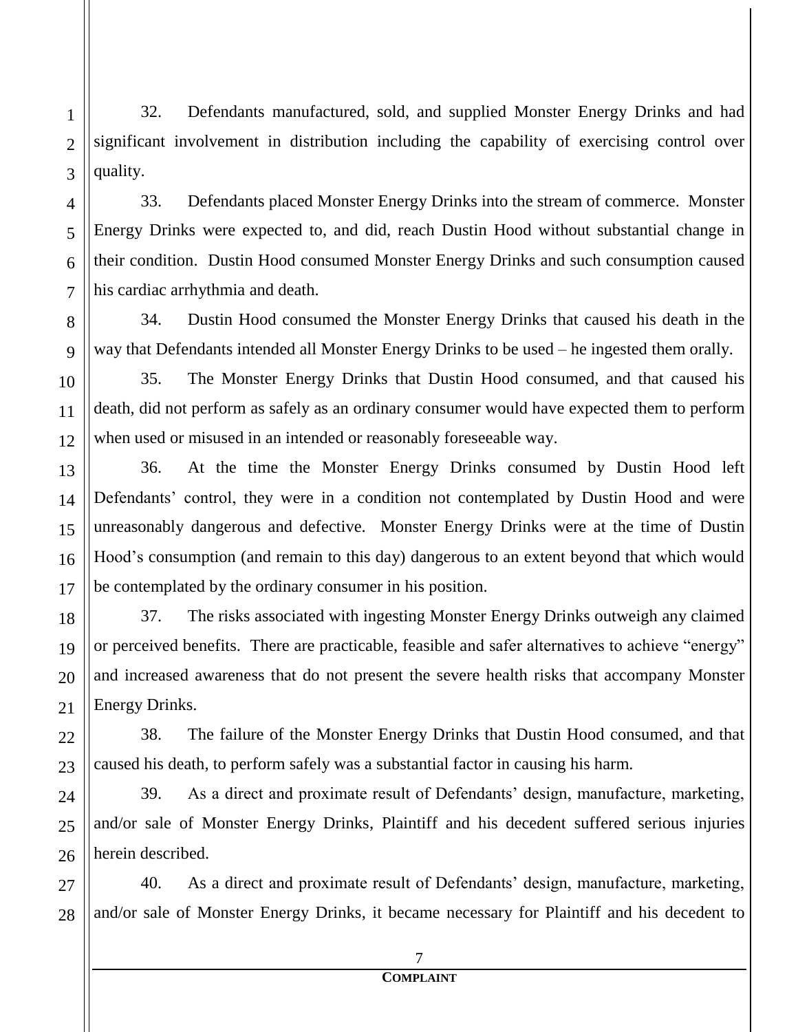32. Defendants manufactured, sold, and supplied Monster Energy Drinks and had significant involvement in distribution including the capability of exercising control over quality.

33. Defendants placed Monster Energy Drinks into the stream of commerce. Monster Energy Drinks were expected to, and did, reach Dustin Hood without substantial change in their condition. Dustin Hood consumed Monster Energy Drinks and such consumption caused his cardiac arrhythmia and death.

34. Dustin Hood consumed the Monster Energy Drinks that caused his death in the way that Defendants intended all Monster Energy Drinks to be used – he ingested them orally.

35. The Monster Energy Drinks that Dustin Hood consumed, and that caused his death, did not perform as safely as an ordinary consumer would have expected them to perform when used or misused in an intended or reasonably foreseeable way.

36. At the time the Monster Energy Drinks consumed by Dustin Hood left Defendants' control, they were in a condition not contemplated by Dustin Hood and were unreasonably dangerous and defective. Monster Energy Drinks were at the time of Dustin Hood's consumption (and remain to this day) dangerous to an extent beyond that which would be contemplated by the ordinary consumer in his position.

37. The risks associated with ingesting Monster Energy Drinks outweigh any claimed or perceived benefits. There are practicable, feasible and safer alternatives to achieve "energy" and increased awareness that do not present the severe health risks that accompany Monster Energy Drinks.

38. The failure of the Monster Energy Drinks that Dustin Hood consumed, and that caused his death, to perform safely was a substantial factor in causing his harm.

39. As a direct and proximate result of Defendants' design, manufacture, marketing, and/or sale of Monster Energy Drinks, Plaintiff and his decedent suffered serious injuries herein described.

40. As a direct and proximate result of Defendants' design, manufacture, marketing, and/or sale of Monster Energy Drinks, it became necessary for Plaintiff and his decedent to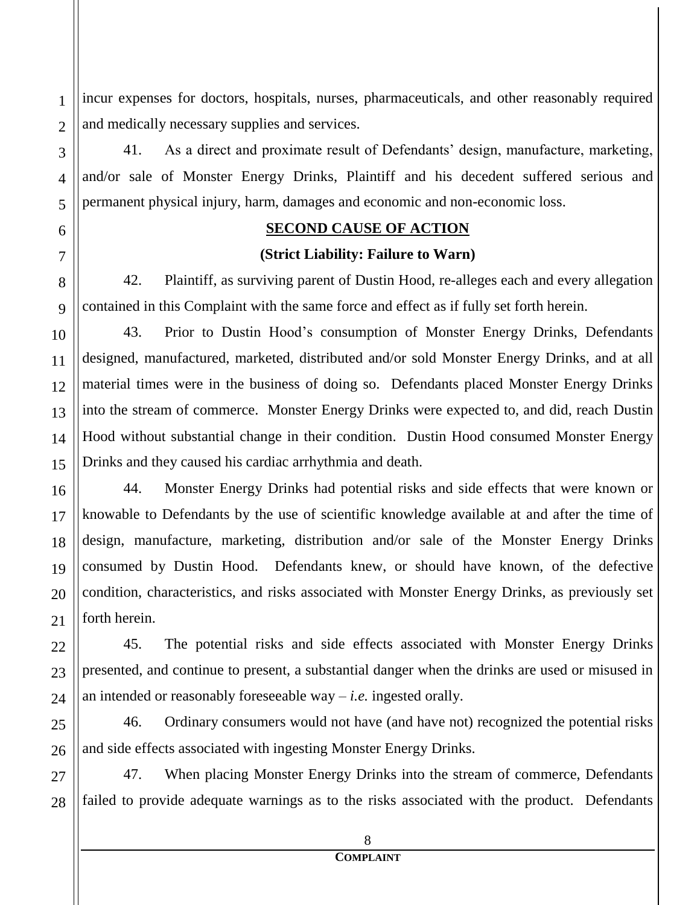incur expenses for doctors, hospitals, nurses, pharmaceuticals, and other reasonably required and medically necessary supplies and services.

41. As a direct and proximate result of Defendants' design, manufacture, marketing, and/or sale of Monster Energy Drinks, Plaintiff and his decedent suffered serious and permanent physical injury, harm, damages and economic and non-economic loss.

## SECOND CAUSE OF ACTION

### (Strict Liability: Failure to Warn)

42. Plaintiff, as surviving parent of Dustin Hood, re-alleges each and every allegation contained in this Complaint with the same force and effect as if fully set forth herein.

43. Prior to Dustin Hood's consumption of Monster Energy Drinks, Defendants designed, manufactured, marketed, distributed and/or sold Monster Energy Drinks, and at all material times were in the business of doing so. Defendants placed Monster Energy Drinks into the stream of commerce. Monster Energy Drinks were expected to, and did, reach Dustin Hood without substantial change in their condition. Dustin Hood consumed Monster Energy Drinks and they caused his cardiac arrhythmia and death.

44. Monster Energy Drinks had potential risks and side effects that were known or knowable to Defendants by the use of scientific knowledge available at and after the time of design, manufacture, marketing, distribution and/or sale of the Monster Energy Drinks consumed by Dustin Hood. Defendants knew, or should have known, of the defective condition, characteristics, and risks associated with Monster Energy Drinks, as previously set forth herein.

45. The potential risks and side effects associated with Monster Energy Drinks presented, and continue to present, a substantial danger when the drinks are used or misused in an intended or reasonably foreseeable way – *i.e.* ingested orally.

46. Ordinary consumers would not have (and have not) recognized the potential risks and side effects associated with ingesting Monster Energy Drinks.

47. When placing Monster Energy Drinks into the stream of commerce, Defendants failed to provide adequate warnings as to the risks associated with the product. Defendants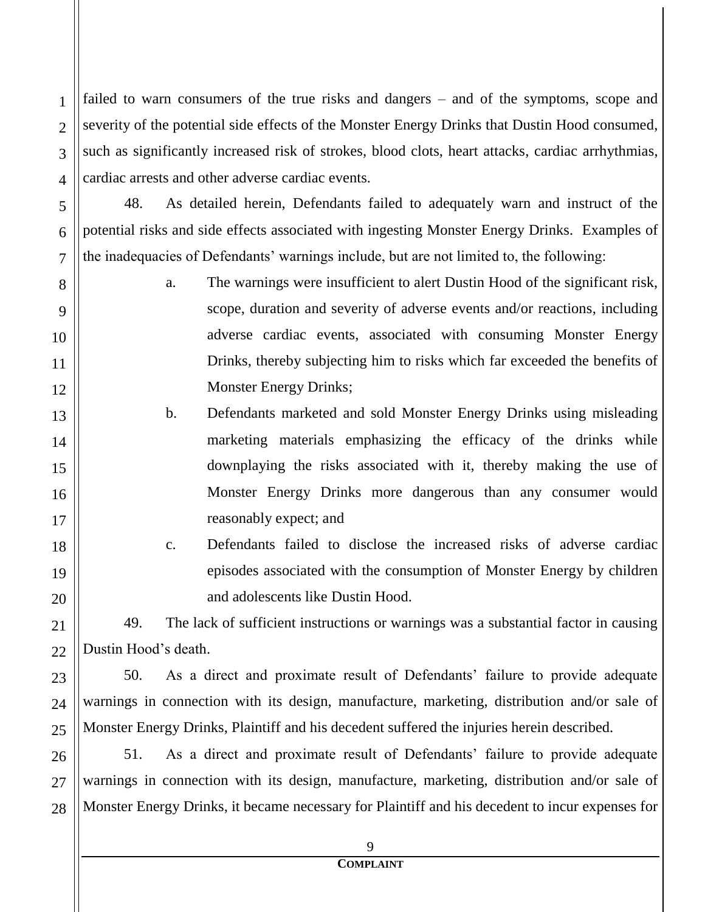failed to warn consumers of the true risks and dangers – and of the symptoms, scope and severity of the potential side effects of the Monster Energy Drinks that Dustin Hood consumed, such as significantly increased risk of strokes, blood clots, heart attacks, cardiac arrhythmias, cardiac arrests and other adverse cardiac events.

48. As detailed herein, Defendants failed to adequately warn and instruct of the potential risks and side effects associated with ingesting Monster Energy Drinks. Examples of the inadequacies of Defendants' warnings include, but are not limited to, the following:

a. The warnings were insufficient to alert Dustin Hood of the significant risk, scope, duration and severity of adverse events and/or reactions, including adverse cardiac events, associated with consuming Monster Energy Drinks, thereby subjecting him to risks which far exceeded the benefits of Monster Energy Drinks;

b. Defendants marketed and sold Monster Energy Drinks using misleading marketing materials emphasizing the efficacy of the drinks while downplaying the risks associated with it, thereby making the use of Monster Energy Drinks more dangerous than any consumer would reasonably expect; and

c. Defendants failed to disclose the increased risks of adverse cardiac episodes associated with the consumption of Monster Energy by children and adolescents like Dustin Hood.

49. The lack of sufficient instructions or warnings was a substantial factor in causing Dustin Hood's death.

50. As a direct and proximate result of Defendants' failure to provide adequate warnings in connection with its design, manufacture, marketing, distribution and/or sale of Monster Energy Drinks, Plaintiff and his decedent suffered the injuries herein described.

51. As a direct and proximate result of Defendants' failure to provide adequate warnings in connection with its design, manufacture, marketing, distribution and/or sale of Monster Energy Drinks, it became necessary for Plaintiff and his decedent to incur expenses for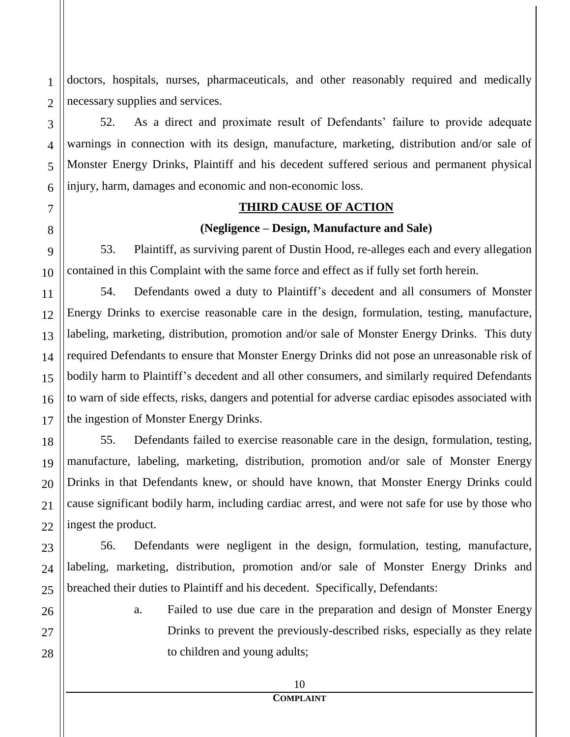doctors, hospitals, nurses, pharmaceuticals, and other reasonably required and medically necessary supplies and services.

52. As a direct and proximate result of Defendants' failure to provide adequate warnings in connection with its design, manufacture, marketing, distribution and/or sale of Monster Energy Drinks, Plaintiff and his decedent suffered serious and permanent physical injury, harm, damages and economic and non-economic loss.

**THIRD CAUSE OF ACTION**

**(Negligence – Design, Manufacture and Sale)**

53. Plaintiff, as surviving parent of Dustin Hood, re-alleges each and every allegation contained in this Complaint with the same force and effect as if fully set forth herein.

54. Defendants owed a duty to Plaintiff's decedent and all consumers of Monster Energy Drinks to exercise reasonable care in the design, formulation, testing, manufacture, labeling, marketing, distribution, promotion and/or sale of Monster Energy Drinks. This duty required Defendants to ensure that Monster Energy Drinks did not pose an unreasonable risk of bodily harm to Plaintiff's decedent and all other consumers, and similarly required Defendants to warn of side effects, risks, dangers and potential for adverse cardiac episodes associated with the ingestion of Monster Energy Drinks.

55. Defendants failed to exercise reasonable care in the design, formulation, testing, manufacture, labeling, marketing, distribution, promotion and/or sale of Monster Energy Drinks in that Defendants knew, or should have known, that Monster Energy Drinks could cause significant bodily harm, including cardiac arrest, and were not safe for use by those who ingest the product.

56. Defendants were negligent in the design, formulation, testing, manufacture, labeling, marketing, distribution, promotion and/or sale of Monster Energy Drinks and breached their duties to Plaintiff and his decedent. Specifically, Defendants:

a. Failed to use due care in the preparation and design of Monster Energy Drinks to prevent the previously-described risks, especially as they relate to children and young adults;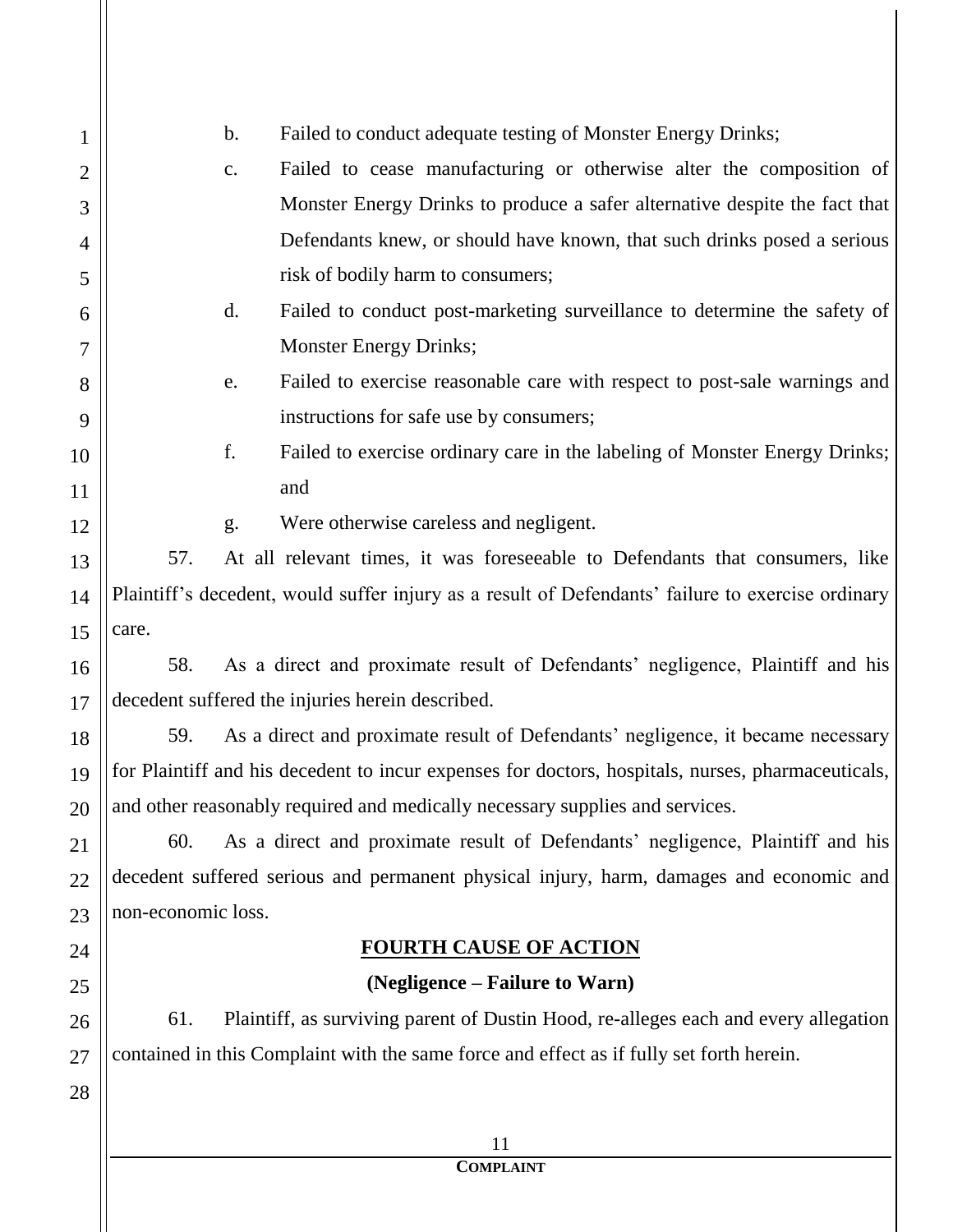b. Failed to conduct adequate testing of Monster Energy Drinks;

c. Failed to cease manufacturing or otherwise alter the composition of Monster Energy Drinks to produce a safer alternative despite the fact that Defendants knew, or should have known, that such drinks posed a serious risk of bodily harm to consumers;

d. Failed to conduct post-marketing surveillance to determine the safety of Monster Energy Drinks;

e. Failed to exercise reasonable care with respect to post-sale warnings and instructions for safe use by consumers;

f. Failed to exercise ordinary care in the labeling of Monster Energy Drinks; and

g. Were otherwise careless and negligent.

57. At all relevant times, it was foreseeable to Defendants that consumers, like Plaintiff's decedent, would suffer injury as a result of Defendants' failure to exercise ordinary care.

58. As a direct and proximate result of Defendants' negligence, Plaintiff and his decedent suffered the injuries herein described.

59. As a direct and proximate result of Defendants' negligence, it became necessary for Plaintiff and his decedent to incur expenses for doctors, hospitals, nurses, pharmaceuticals, and other reasonably required and medically necessary supplies and services.

60. As a direct and proximate result of Defendants' negligence, Plaintiff and his decedent suffered serious and permanent physical injury, harm, damages and economic and non-economic loss.

## FOURTH CAUSE OF ACTION

**(Negligence – Failure to Warn)**

61. Plaintiff, as surviving parent of Dustin Hood, re-alleges each and every allegation contained in this Complaint with the same force and effect as if fully set forth herein.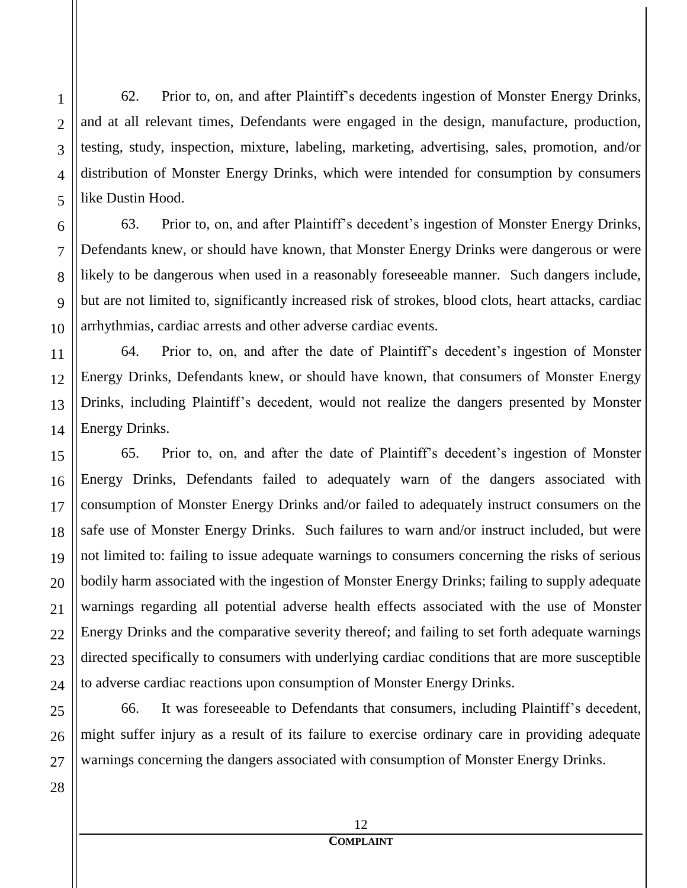62. Prior to, on, and after Plaintiff's decedents ingestion of Monster Energy Drinks, and at all relevant times, Defendants were engaged in the design, manufacture, production, testing, study, inspection, mixture, labeling, marketing, advertising, sales, promotion, and/or distribution of Monster Energy Drinks, which were intended for consumption by consumers like Dustin Hood.

63. Prior to, on, and after Plaintiff's decedent's ingestion of Monster Energy Drinks, Defendants knew, or should have known, that Monster Energy Drinks were dangerous or were likely to be dangerous when used in a reasonably foreseeable manner. Such dangers include, but are not limited to, significantly increased risk of strokes, blood clots, heart attacks, cardiac arrhythmias, cardiac arrests and other adverse cardiac events.

64. Prior to, on, and after the date of Plaintiff's decedent's ingestion of Monster Energy Drinks, Defendants knew, or should have known, that consumers of Monster Energy Drinks, including Plaintiff's decedent, would not realize the dangers presented by Monster Energy Drinks.

65. Prior to, on, and after the date of Plaintiff's decedent's ingestion of Monster Energy Drinks, Defendants failed to adequately warn of the dangers associated with consumption of Monster Energy Drinks and/or failed to adequately instruct consumers on the safe use of Monster Energy Drinks. Such failures to warn and/or instruct included, but were not limited to: failing to issue adequate warnings to consumers concerning the risks of serious bodily harm associated with the ingestion of Monster Energy Drinks; failing to supply adequate warnings regarding all potential adverse health effects associated with the use of Monster Energy Drinks and the comparative severity thereof; and failing to set forth adequate warnings directed specifically to consumers with underlying cardiac conditions that are more susceptible to adverse cardiac reactions upon consumption of Monster Energy Drinks.

66. It was foreseeable to Defendants that consumers, including Plaintiff's decedent, might suffer injury as a result of its failure to exercise ordinary care in providing adequate warnings concerning the dangers associated with consumption of Monster Energy Drinks.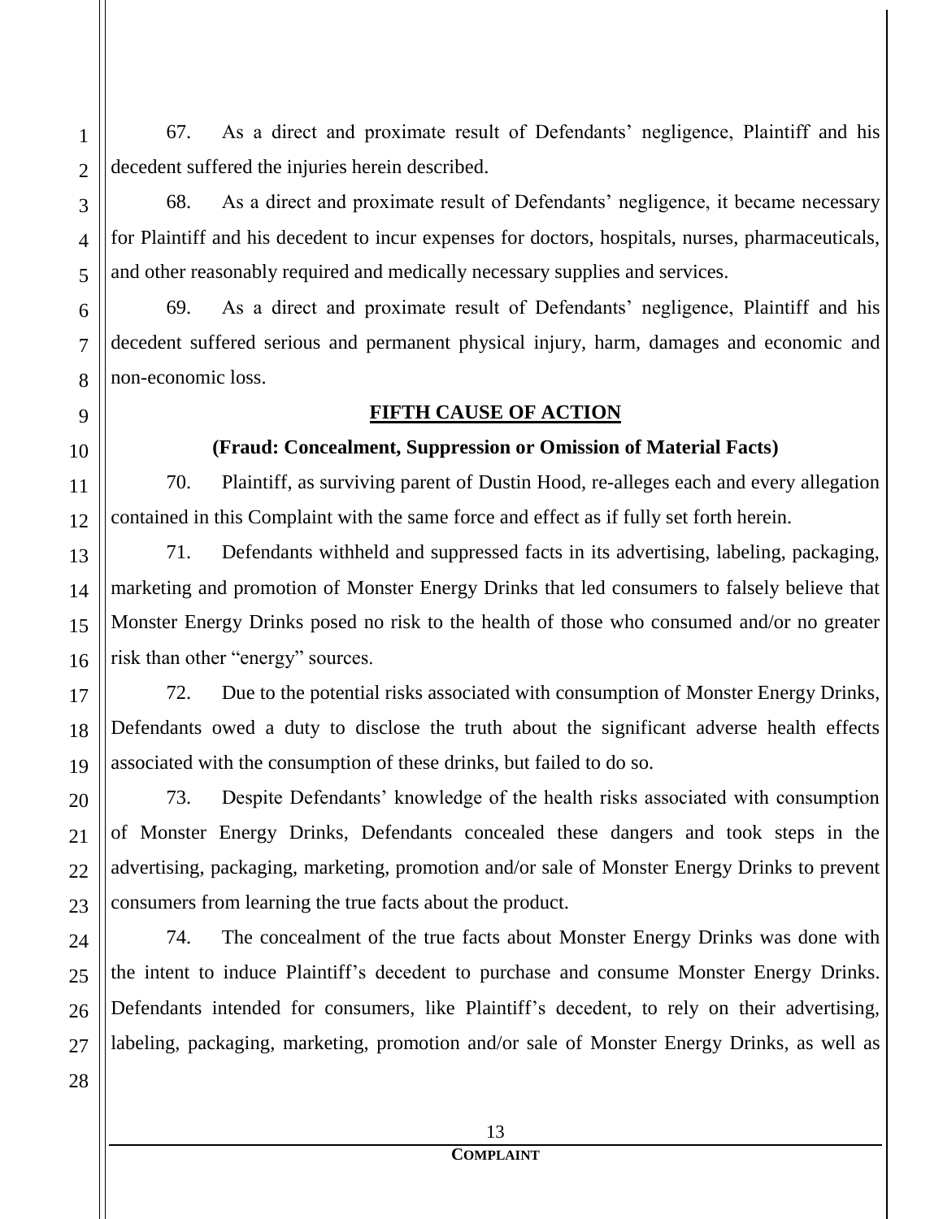67. As a direct and proximate result of Defendants' negligence, Plaintiff and his decedent suffered the injuries herein described.

68. As a direct and proximate result of Defendants' negligence, it became necessary for Plaintiff and his decedent to incur expenses for doctors, hospitals, nurses, pharmaceuticals, and other reasonably required and medically necessary supplies and services.

69. As a direct and proximate result of Defendants' negligence, Plaintiff and his decedent suffered serious and permanent physical injury, harm, damages and economic and non-economic loss.

**FIFTH CAUSE OF ACTION**

**(Fraud: Concealment, Suppression or Omission of Material Facts)**

70. Plaintiff, as surviving parent of Dustin Hood, re-alleges each and every allegation contained in this Complaint with the same force and effect as if fully set forth herein.

71. Defendants withheld and suppressed facts in its advertising, labeling, packaging, marketing and promotion of Monster Energy Drinks that led consumers to falsely believe that Monster Energy Drinks posed no risk to the health of those who consumed and/or no greater risk than other "energy" sources.

72. Due to the potential risks associated with consumption of Monster Energy Drinks, Defendants owed a duty to disclose the truth about the significant adverse health effects associated with the consumption of these drinks, but failed to do so.

73. Despite Defendants' knowledge of the health risks associated with consumption of Monster Energy Drinks, Defendants concealed these dangers and took steps in the advertising, packaging, marketing, promotion and/or sale of Monster Energy Drinks to prevent consumers from learning the true facts about the product.

74. The concealment of the true facts about Monster Energy Drinks was done with the intent to induce Plaintiff's decedent to purchase and consume Monster Energy Drinks. Defendants intended for consumers, like Plaintiff's decedent, to rely on their advertising, labeling, packaging, marketing, promotion and/or sale of Monster Energy Drinks, as well as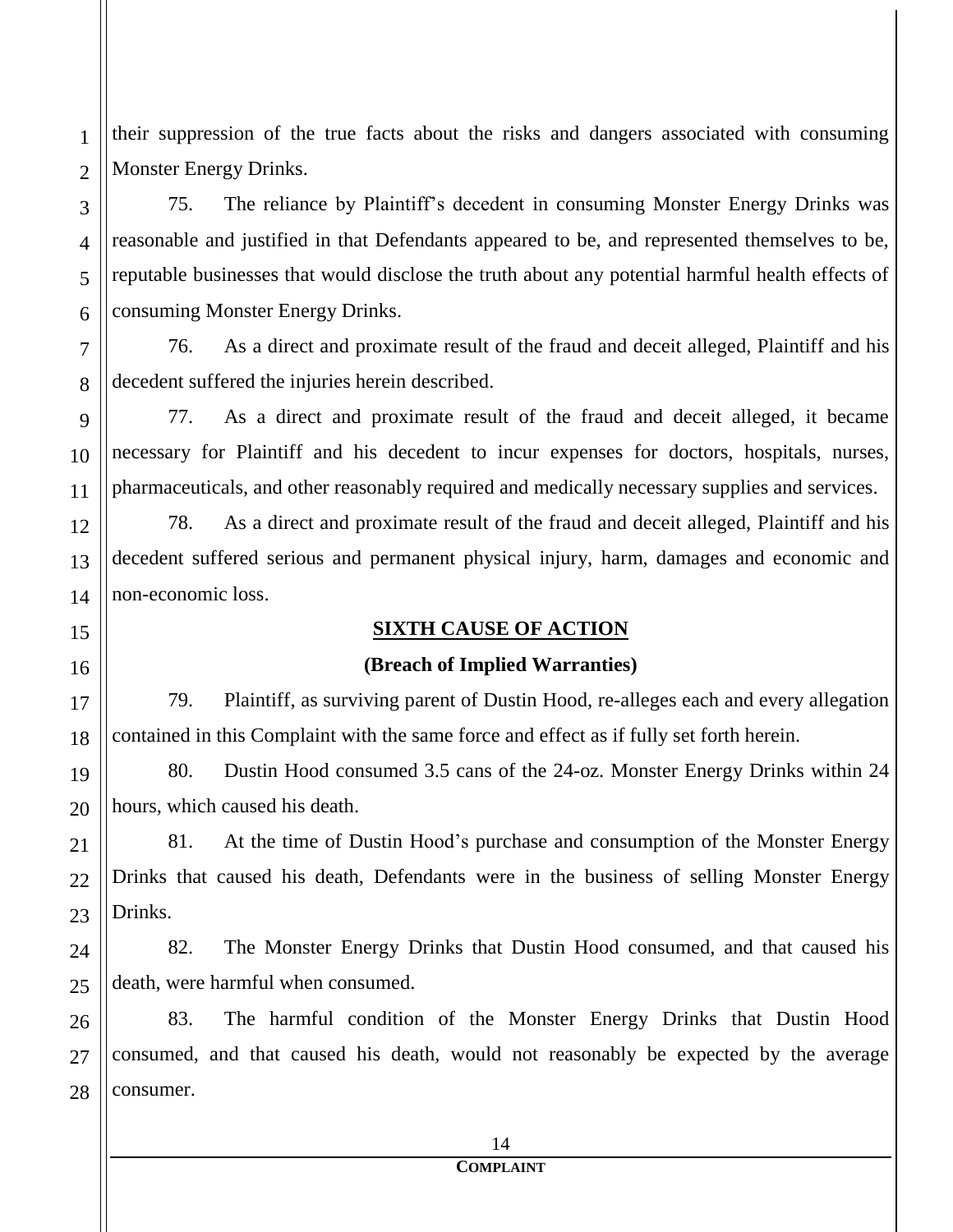their suppression of the true facts about the risks and dangers associated with consuming Monster Energy Drinks.

75. The reliance by Plaintiff's decedent in consuming Monster Energy Drinks was reasonable and justified in that Defendants appeared to be, and represented themselves to be, reputable businesses that would disclose the truth about any potential harmful health effects of consuming Monster Energy Drinks.

76. As a direct and proximate result of the fraud and deceit alleged, Plaintiff and his decedent suffered the injuries herein described.

77. As a direct and proximate result of the fraud and deceit alleged, it became necessary for Plaintiff and his decedent to incur expenses for doctors, hospitals, nurses, pharmaceuticals, and other reasonably required and medically necessary supplies and services.

78. As a direct and proximate result of the fraud and deceit alleged, Plaintiff and his decedent suffered serious and permanent physical injury, harm, damages and economic and non-economic loss.

## SIXTH CAUSE OF ACTION

### (Breach of Implied Warranties)

79. Plaintiff, as surviving parent of Dustin Hood, re-alleges each and every allegation contained in this Complaint with the same force and effect as if fully set forth herein.

80. Dustin Hood consumed 3.5 cans of the 24-oz. Monster Energy Drinks within 24 hours, which caused his death.

81. At the time of Dustin Hood's purchase and consumption of the Monster Energy Drinks that caused his death, Defendants were in the business of selling Monster Energy Drinks.

82. The Monster Energy Drinks that Dustin Hood consumed, and that caused his death, were harmful when consumed.

83. The harmful condition of the Monster Energy Drinks that Dustin Hood consumed, and that caused his death, would not reasonably be expected by the average consumer.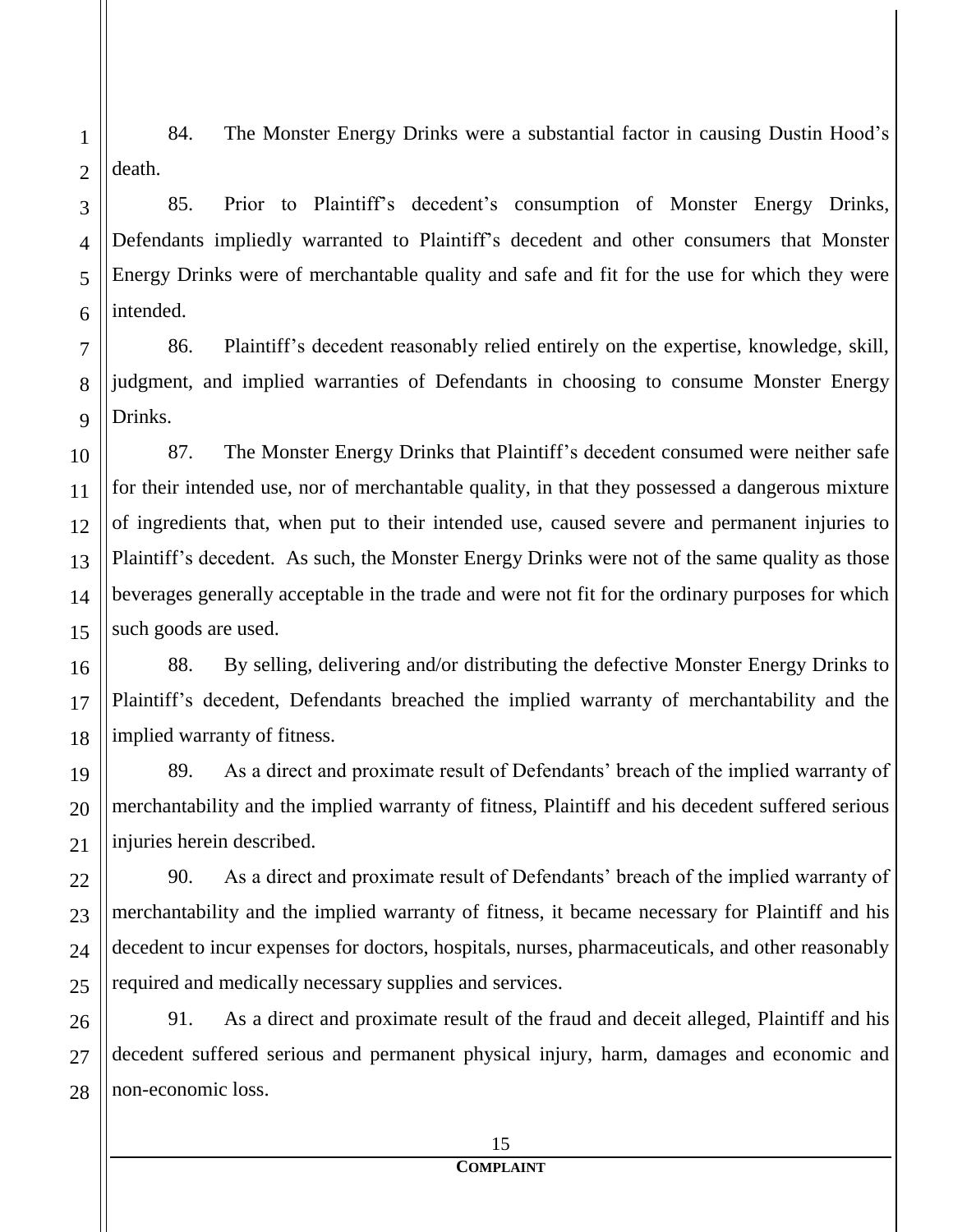84. The Monster Energy Drinks were a substantial factor in causing Dustin Hood's death.

85. Prior to Plaintiff's decedent's consumption of Monster Energy Drinks, Defendants impliedly warranted to Plaintiff's decedent and other consumers that Monster Energy Drinks were of merchantable quality and safe and fit for the use for which they were intended.

86. Plaintiff's decedent reasonably relied entirely on the expertise, knowledge, skill, judgment, and implied warranties of Defendants in choosing to consume Monster Energy Drinks.

87. The Monster Energy Drinks that Plaintiff's decedent consumed were neither safe for their intended use, nor of merchantable quality, in that they possessed a dangerous mixture of ingredients that, when put to their intended use, caused severe and permanent injuries to Plaintiff's decedent. As such, the Monster Energy Drinks were not of the same quality as those beverages generally acceptable in the trade and were not fit for the ordinary purposes for which such goods are used.

88. By selling, delivering and/or distributing the defective Monster Energy Drinks to Plaintiff's decedent, Defendants breached the implied warranty of merchantability and the implied warranty of fitness.

89. As a direct and proximate result of Defendants' breach of the implied warranty of merchantability and the implied warranty of fitness, Plaintiff and his decedent suffered serious injuries herein described.

90. As a direct and proximate result of Defendants' breach of the implied warranty of merchantability and the implied warranty of fitness, it became necessary for Plaintiff and his decedent to incur expenses for doctors, hospitals, nurses, pharmaceuticals, and other reasonably required and medically necessary supplies and services.

91. As a direct and proximate result of the fraud and deceit alleged, Plaintiff and his decedent suffered serious and permanent physical injury, harm, damages and economic and non-economic loss.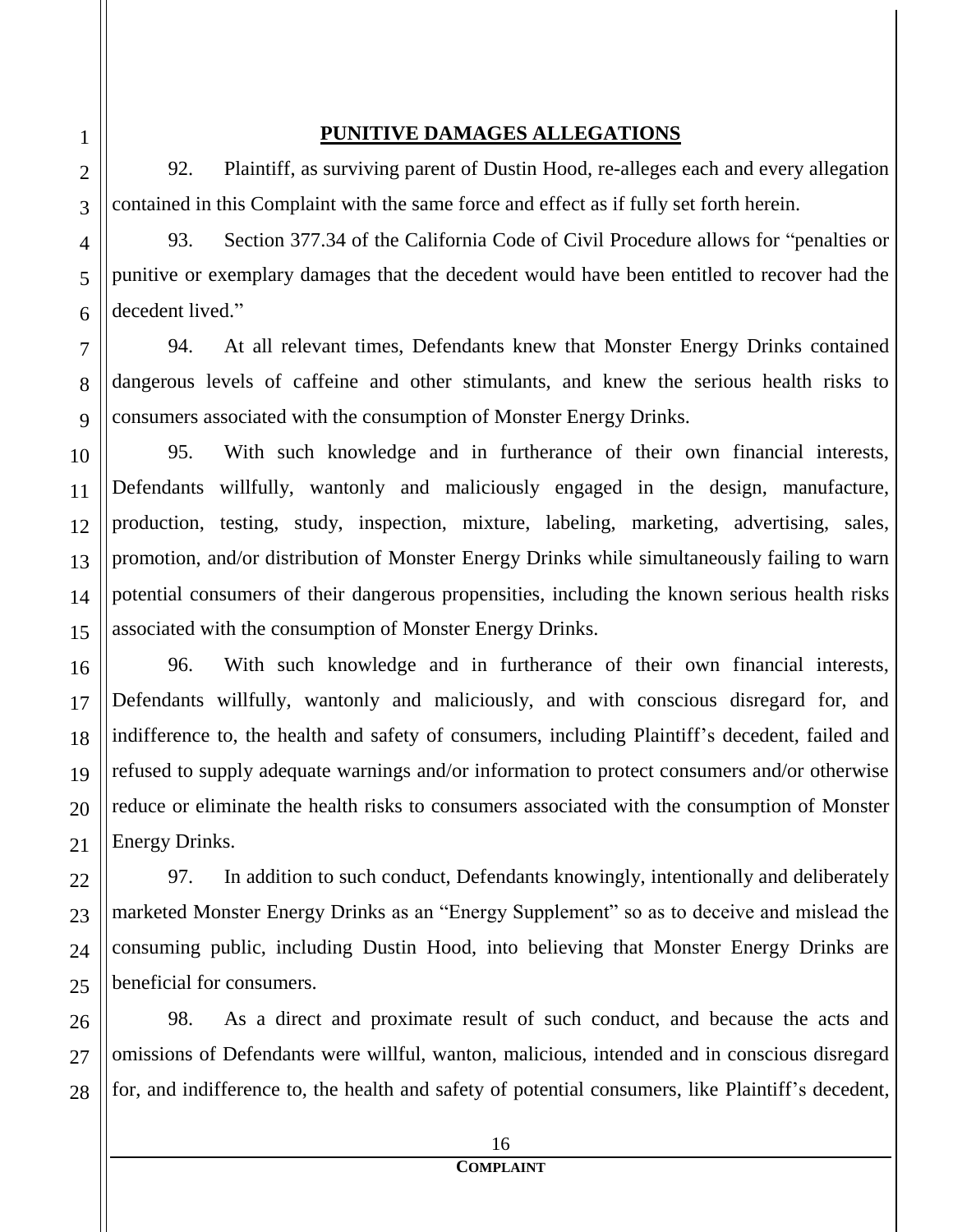## PUNITIVE DAMAGES ALLEGATIONS

92. Plaintiff, as surviving parent of Dustin Hood, re-alleges each and every allegation contained in this Complaint with the same force and effect as if fully set forth herein.

93. Section 377.34 of the California Code of Civil Procedure allows for "penalties or punitive or exemplary damages that the decedent would have been entitled to recover had the decedent lived."

94. At all relevant times, Defendants knew that Monster Energy Drinks contained dangerous levels of caffeine and other stimulants, and knew the serious health risks to consumers associated with the consumption of Monster Energy Drinks.

95. With such knowledge and in furtherance of their own financial interests, Defendants willfully, wantonly and maliciously engaged in the design, manufacture, production, testing, study, inspection, mixture, labeling, marketing, advertising, sales, promotion, and/or distribution of Monster Energy Drinks while simultaneously failing to warn potential consumers of their dangerous propensities, including the known serious health risks associated with the consumption of Monster Energy Drinks.

96. With such knowledge and in furtherance of their own financial interests, Defendants willfully, wantonly and maliciously, and with conscious disregard for, and indifference to, the health and safety of consumers, including Plaintiff's decedent, failed and refused to supply adequate warnings and/or information to protect consumers and/or otherwise reduce or eliminate the health risks to consumers associated with the consumption of Monster Energy Drinks.

97. In addition to such conduct, Defendants knowingly, intentionally and deliberately marketed Monster Energy Drinks as an "Energy Supplement" so as to deceive and mislead the consuming public, including Dustin Hood, into believing that Monster Energy Drinks are beneficial for consumers.

98. As a direct and proximate result of such conduct, and because the acts and omissions of Defendants were willful, wanton, malicious, intended and in conscious disregard for, and indifference to, the health and safety of potential consumers, like Plaintiff's decedent,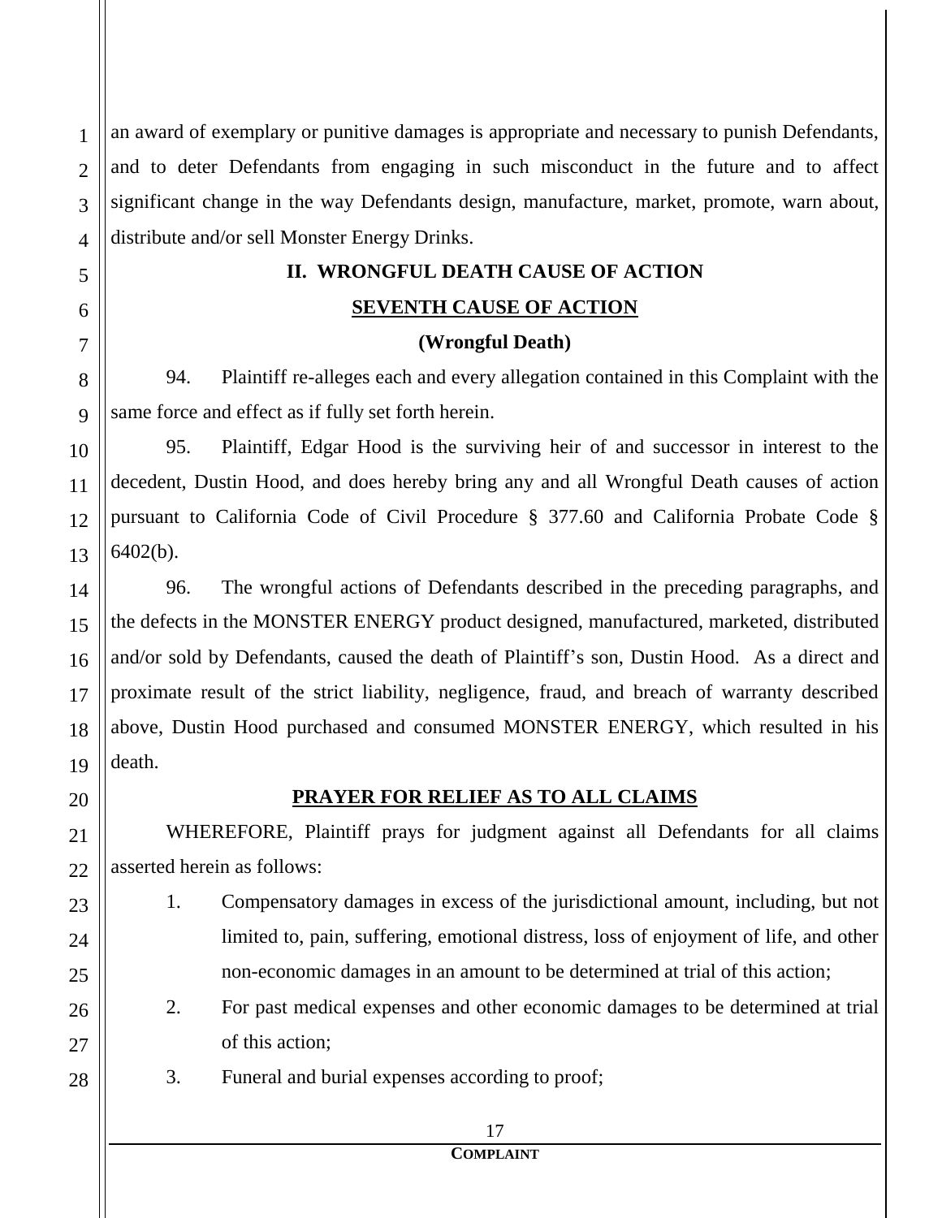an award of exemplary or punitive damages is appropriate and necessary to punish Defendants, and to deter Defendants from engaging in such misconduct in the future and to affect significant change in the way Defendants design, manufacture, market, promote, warn about, distribute and/or sell Monster Energy Drinks.

## II. WRONGFUL DEATH CAUSE OF ACTION

### SEVENTH CAUSE OF ACTION

**(Wrongful Death)**

94. Plaintiff re-alleges each and every allegation contained in this Complaint with the same force and effect as if fully set forth herein.

95. Plaintiff, Edgar Hood is the surviving heir of and successor in interest to the decedent, Dustin Hood, and does hereby bring any and all Wrongful Death causes of action pursuant to California Code of Civil Procedure § 377.60 and California Probate Code § 6402(b).

96. The wrongful actions of Defendants described in the preceding paragraphs, and the defects in the MONSTER ENERGY product designed, manufactured, marketed, distributed and/or sold by Defendants, caused the death of Plaintiff's son, Dustin Hood. As a direct and proximate result of the strict liability, negligence, fraud, and breach of warranty described above, Dustin Hood purchased and consumed MONSTER ENERGY, which resulted in his death.

### PRAYER FOR RELIEF AS TO ALL CLAIMS

WHEREFORE, Plaintiff prays for judgment against all Defendants for all claims asserted herein as follows:

1. Compensatory damages in excess of the jurisdictional amount, including, but not limited to, pain, suffering, emotional distress, loss of enjoyment of life, and other non-economic damages in an amount to be determined at trial of this action;
2. For past medical expenses and other economic damages to be determined at trial of this action;
3. Funeral and burial expenses according to proof;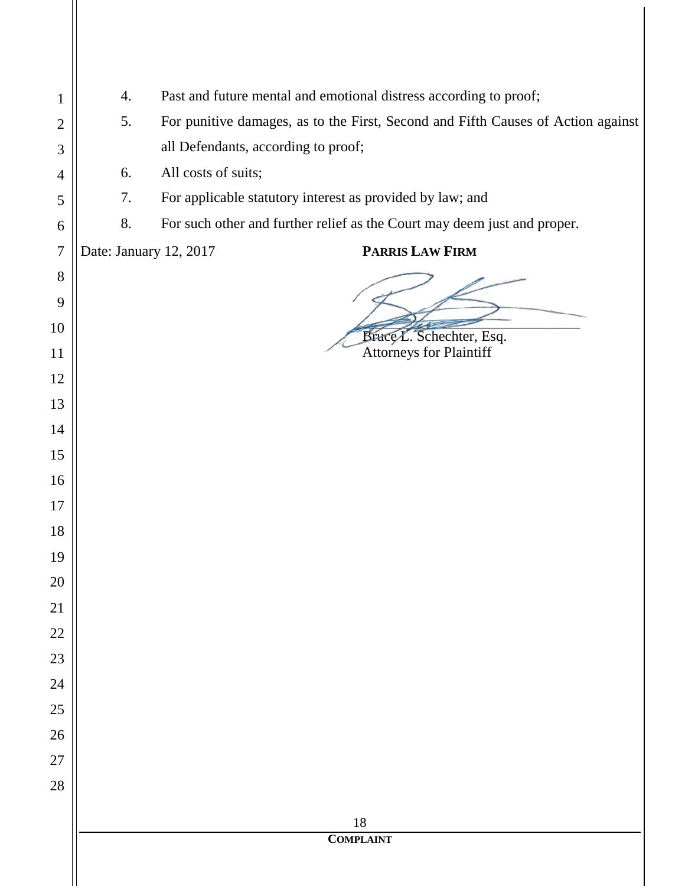4. Past and future mental and emotional distress according to proof;
5. For punitive damages, as to the First, Second and Fifth Causes of Action against all Defendants, according to proof;
6. All costs of suits;
7. For applicable statutory interest as provided by law; and
8. For such other and further relief as the Court may deem just and proper.

Date: January 12, 2017

**PARRIS LAW FIRM**

Bruce L. Schechter, Esq.
Attorneys for Plaintiff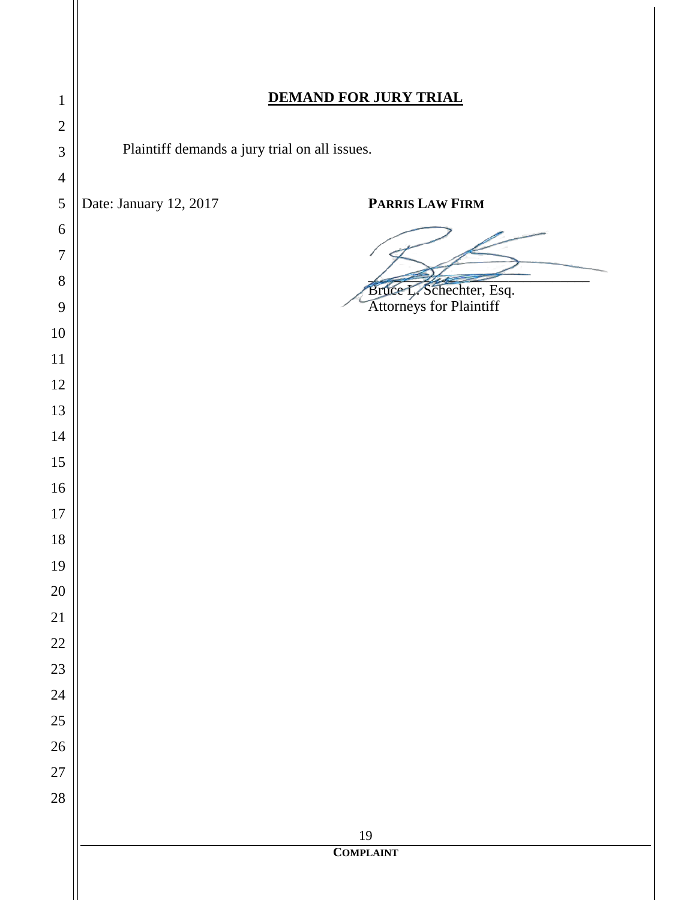# DEMAND FOR JURY TRIAL

Plaintiff demands a jury trial on all issues.

Date: January 12, 2017

**PARRIS LAW FIRM**

Bruce L. Schechter, Esq.
Attorneys for Plaintiff